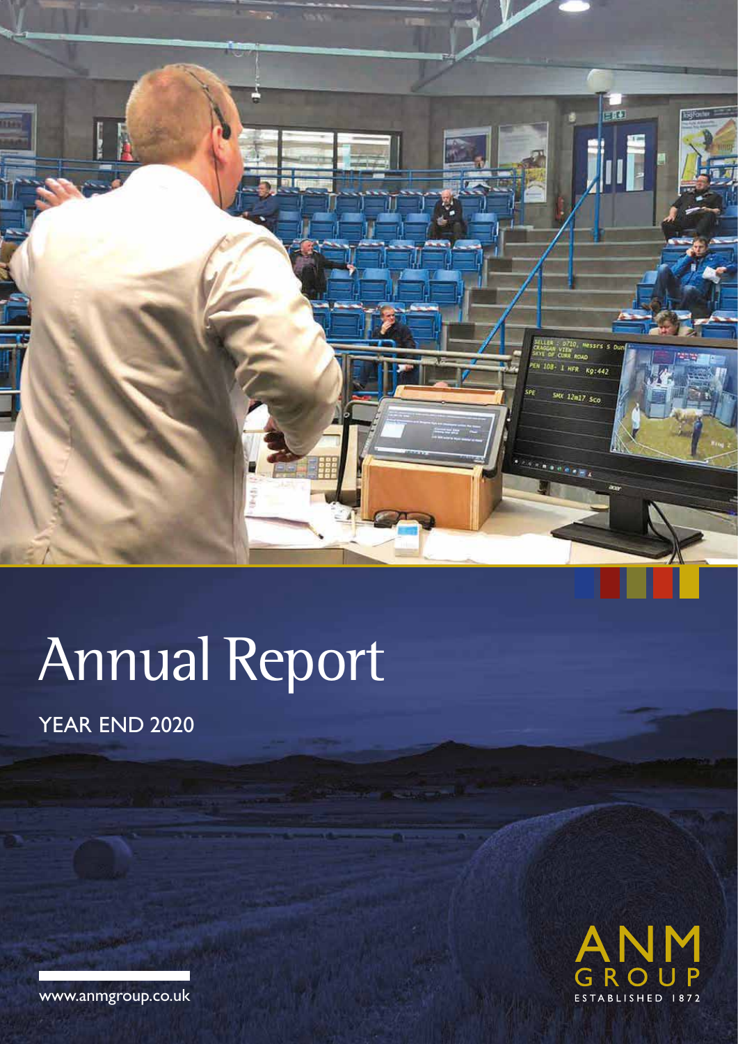# Annual Report

YEAR END 2020

ANM GROUP
ESTABLISHED 1872

www.anmgroup.co.uk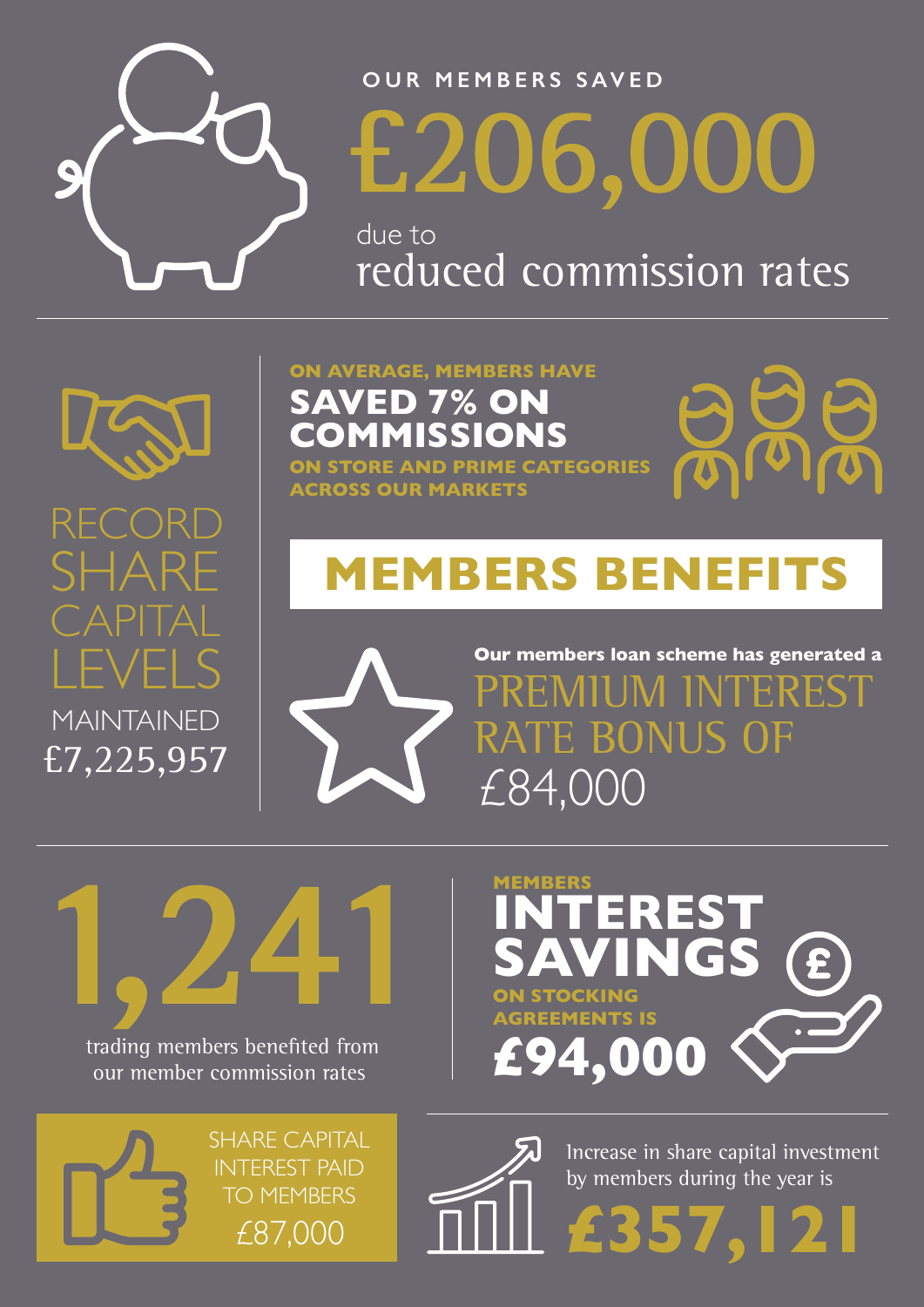OUR MEMBERS SAVED

# £206,000

due to reduced commission rates

RECORD SHARE CAPITAL LEVELS MAINTAINED £7,225,957

ON AVERAGE, MEMBERS HAVE **SAVED 7% ON COMMISSIONS** ON STORE AND PRIME CATEGORIES ACROSS OUR MARKETS

## MEMBERS BENEFITS

**Our members loan scheme has generated a** PREMIUM INTEREST RATE BONUS OF £84,000

# 1,241

trading members benefited from our member commission rates

MEMBERS **INTEREST SAVINGS** ON STOCKING AGREEMENTS IS **£94,000**

SHARE CAPITAL INTEREST PAID TO MEMBERS £87,000

Increase in share capital investment by members during the year is **£357,121**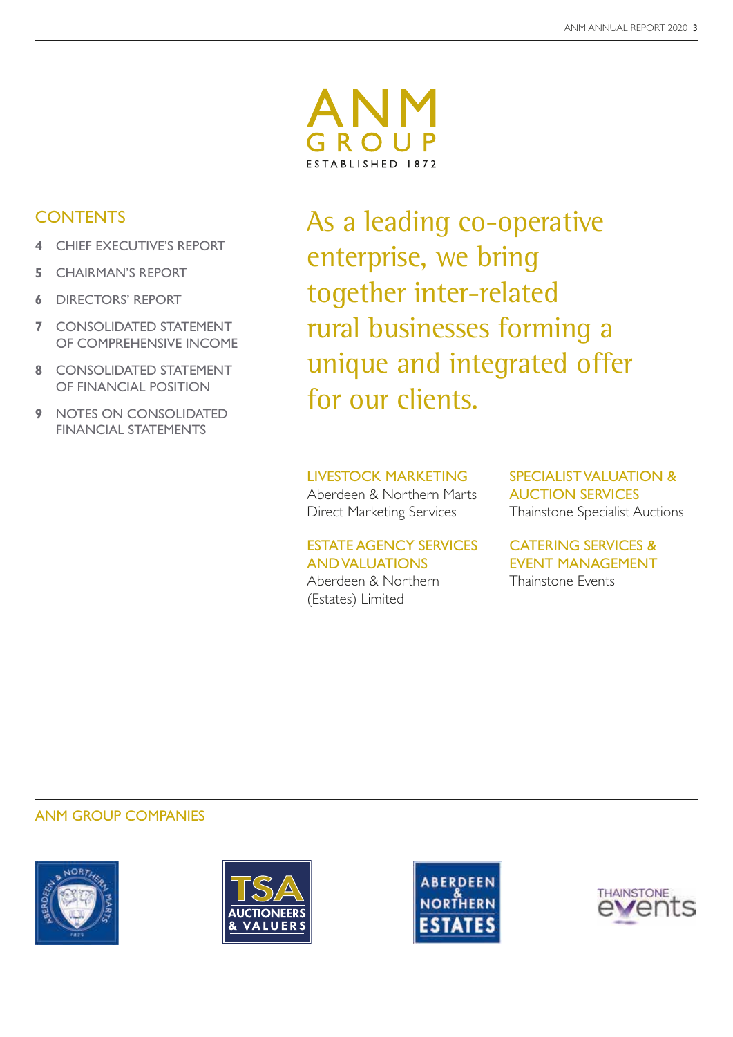## CONTENTS

- **4** CHIEF EXECUTIVE'S REPORT
- **5** CHAIRMAN'S REPORT
- **6** DIRECTORS' REPORT
- **7** CONSOLIDATED STATEMENT OF COMPREHENSIVE INCOME
- **8** CONSOLIDATED STATEMENT OF FINANCIAL POSITION
- **9** NOTES ON CONSOLIDATED FINANCIAL STATEMENTS

# ANM GROUP

ESTABLISHED 1872

As a leading co-operative enterprise, we bring together inter-related rural businesses forming a unique and integrated offer for our clients.

### LIVESTOCK MARKETING

Aberdeen & Northern Marts
Direct Marketing Services

### ESTATE AGENCY SERVICES AND VALUATIONS

Aberdeen & Northern (Estates) Limited

### SPECIALIST VALUATION & AUCTION SERVICES

Thainstone Specialist Auctions

### CATERING SERVICES & EVENT MANAGEMENT

Thainstone Events

## ANM GROUP COMPANIES

Aberdeen & Northern Marts 1872

TSA Auctioneers & Valuers

Aberdeen & Northern Estates

Thainstone events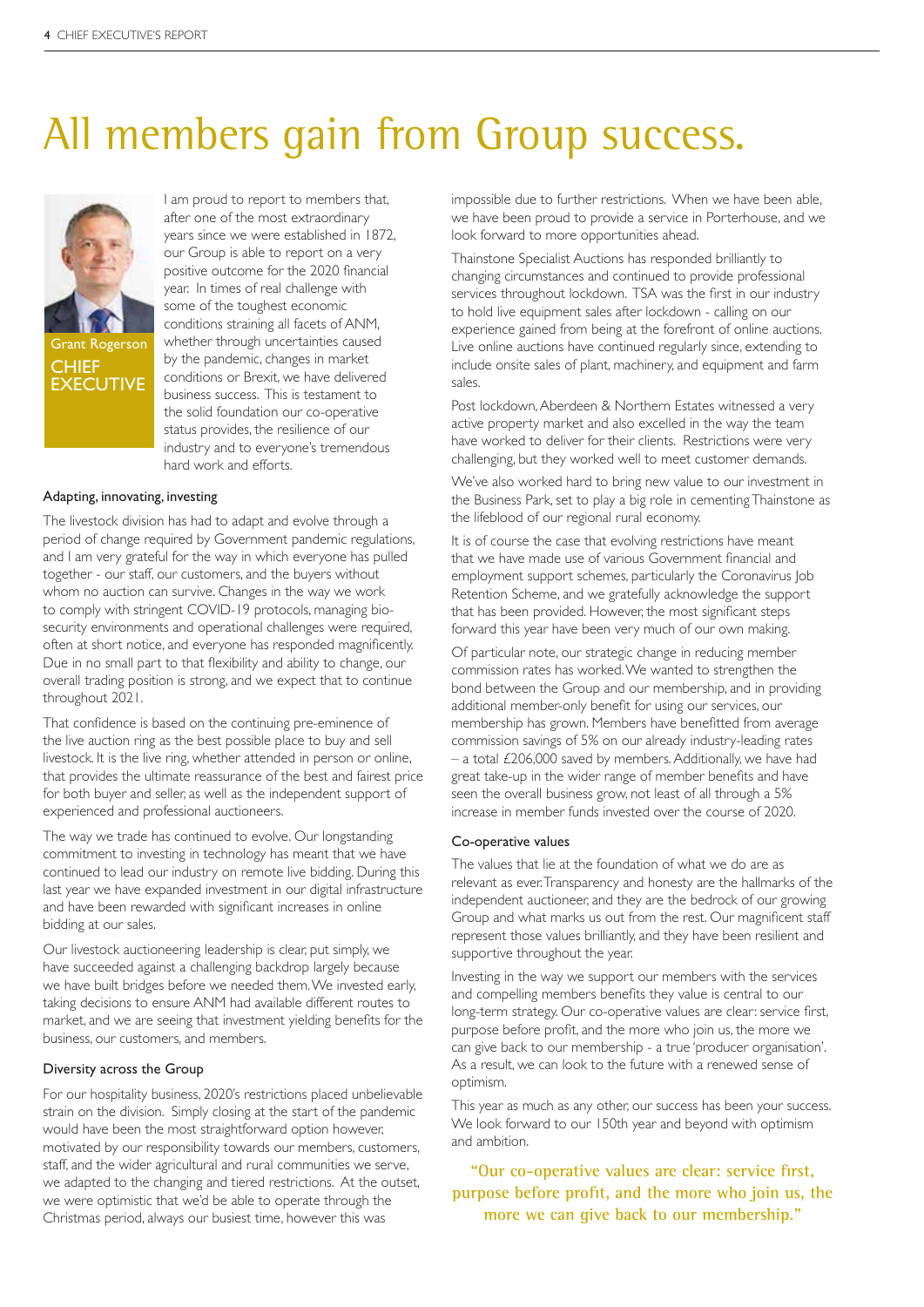# All members gain from Group success.

Grant Rogerson
CHIEF EXECUTIVE

I am proud to report to members that, after one of the most extraordinary years since we were established in 1872, our Group is able to report on a very positive outcome for the 2020 financial year. In times of real challenge with some of the toughest economic conditions straining all facets of ANM, whether through uncertainties caused by the pandemic, changes in market conditions or Brexit, we have delivered business success. This is testament to the solid foundation our co-operative status provides, the resilience of our industry and to everyone's tremendous hard work and efforts.

### Adapting, innovating, investing

The livestock division has had to adapt and evolve through a period of change required by Government pandemic regulations, and I am very grateful for the way in which everyone has pulled together - our staff, our customers, and the buyers without whom no auction can survive. Changes in the way we work to comply with stringent COVID-19 protocols, managing bio-security environments and operational challenges were required, often at short notice, and everyone has responded magnificently. Due in no small part to that flexibility and ability to change, our overall trading position is strong, and we expect that to continue throughout 2021.

That confidence is based on the continuing pre-eminence of the live auction ring as the best possible place to buy and sell livestock. It is the live ring, whether attended in person or online, that provides the ultimate reassurance of the best and fairest price for both buyer and seller, as well as the independent support of experienced and professional auctioneers.

The way we trade has continued to evolve. Our longstanding commitment to investing in technology has meant that we have continued to lead our industry on remote live bidding. During this last year we have expanded investment in our digital infrastructure and have been rewarded with significant increases in online bidding at our sales.

Our livestock auctioneering leadership is clear, put simply, we have succeeded against a challenging backdrop largely because we have built bridges before we needed them. We invested early, taking decisions to ensure ANM had available different routes to market, and we are seeing that investment yielding benefits for the business, our customers, and members.

### Diversity across the Group

For our hospitality business, 2020's restrictions placed unbelievable strain on the division. Simply closing at the start of the pandemic would have been the most straightforward option however, motivated by our responsibility towards our members, customers, staff, and the wider agricultural and rural communities we serve, we adapted to the changing and tiered restrictions. At the outset, we were optimistic that we'd be able to operate through the Christmas period, always our busiest time, however this was impossible due to further restrictions. When we have been able, we have been proud to provide a service in Porterhouse, and we look forward to more opportunities ahead.

Thainstone Specialist Auctions has responded brilliantly to changing circumstances and continued to provide professional services throughout lockdown. TSA was the first in our industry to hold live equipment sales after lockdown - calling on our experience gained from being at the forefront of online auctions. Live online auctions have continued regularly since, extending to include onsite sales of plant, machinery, and equipment and farm sales.

Post lockdown, Aberdeen & Northern Estates witnessed a very active property market and also excelled in the way the team have worked to deliver for their clients. Restrictions were very challenging, but they worked well to meet customer demands.

We've also worked hard to bring new value to our investment in the Business Park, set to play a big role in cementing Thainstone as the lifeblood of our regional rural economy.

It is of course the case that evolving restrictions have meant that we have made use of various Government financial and employment support schemes, particularly the Coronavirus Job Retention Scheme, and we gratefully acknowledge the support that has been provided. However, the most significant steps forward this year have been very much of our own making.

Of particular note, our strategic change in reducing member commission rates has worked. We wanted to strengthen the bond between the Group and our membership, and in providing additional member-only benefit for using our services, our membership has grown. Members have benefitted from average commission savings of 5% on our already industry-leading rates – a total £206,000 saved by members. Additionally, we have had great take-up in the wider range of member benefits and have seen the overall business grow, not least of all through a 5% increase in member funds invested over the course of 2020.

### Co-operative values

The values that lie at the foundation of what we do are as relevant as ever. Transparency and honesty are the hallmarks of the independent auctioneer, and they are the bedrock of our growing Group and what marks us out from the rest. Our magnificent staff represent those values brilliantly, and they have been resilient and supportive throughout the year.

Investing in the way we support our members with the services and compelling members benefits they value is central to our long-term strategy. Our co-operative values are clear: service first, purpose before profit, and the more who join us, the more we can give back to our membership - a true 'producer organisation'. As a result, we can look to the future with a renewed sense of optimism.

This year as much as any other, our success has been your success. We look forward to our 150th year and beyond with optimism and ambition.

**"Our co-operative values are clear: service first, purpose before profit, and the more who join us, the more we can give back to our membership."**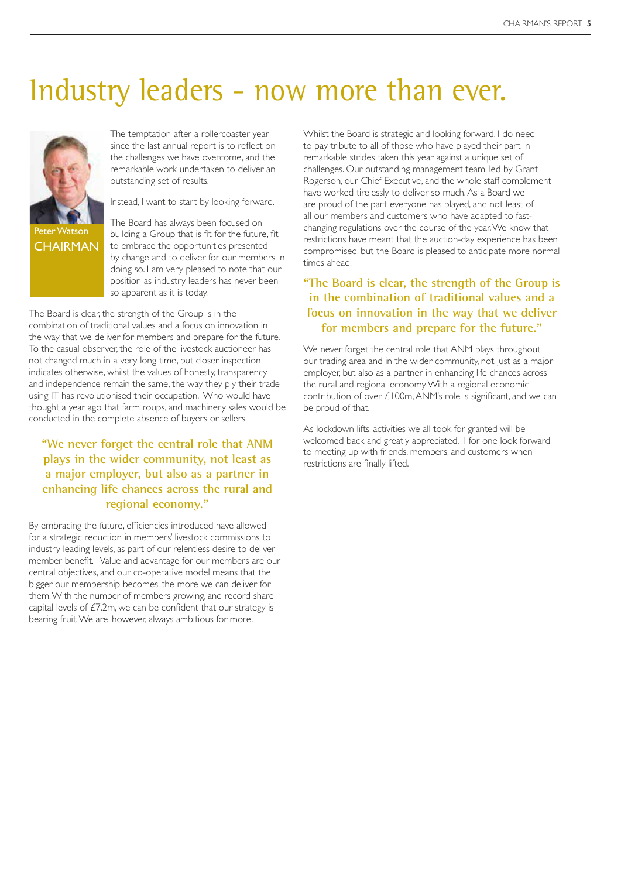# Industry leaders - now more than ever.

Peter Watson
CHAIRMAN

The temptation after a rollercoaster year since the last annual report is to reflect on the challenges we have overcome, and the remarkable work undertaken to deliver an outstanding set of results.

Instead, I want to start by looking forward.

The Board has always been focused on building a Group that is fit for the future, fit to embrace the opportunities presented by change and to deliver for our members in doing so. I am very pleased to note that our position as industry leaders has never been so apparent as it is today.

The Board is clear, the strength of the Group is in the combination of traditional values and a focus on innovation in the way that we deliver for members and prepare for the future. To the casual observer, the role of the livestock auctioneer has not changed much in a very long time, but closer inspection indicates otherwise, whilst the values of honesty, transparency and independence remain the same, the way they ply their trade using IT has revolutionised their occupation. Who would have thought a year ago that farm roups, and machinery sales would be conducted in the complete absence of buyers or sellers.

**"We never forget the central role that ANM plays in the wider community, not least as a major employer, but also as a partner in enhancing life chances across the rural and regional economy."**

By embracing the future, efficiencies introduced have allowed for a strategic reduction in members' livestock commissions to industry leading levels, as part of our relentless desire to deliver member benefit. Value and advantage for our members are our central objectives, and our co-operative model means that the bigger our membership becomes, the more we can deliver for them. With the number of members growing, and record share capital levels of £7.2m, we can be confident that our strategy is bearing fruit. We are, however, always ambitious for more.

Whilst the Board is strategic and looking forward, I do need to pay tribute to all of those who have played their part in remarkable strides taken this year against a unique set of challenges. Our outstanding management team, led by Grant Rogerson, our Chief Executive, and the whole staff complement have worked tirelessly to deliver so much. As a Board we are proud of the part everyone has played, and not least of all our members and customers who have adapted to fast-changing regulations over the course of the year. We know that restrictions have meant that the auction-day experience has been compromised, but the Board is pleased to anticipate more normal times ahead.

**"The Board is clear, the strength of the Group is in the combination of traditional values and a focus on innovation in the way that we deliver for members and prepare for the future."**

We never forget the central role that ANM plays throughout our trading area and in the wider community, not just as a major employer, but also as a partner in enhancing life chances across the rural and regional economy. With a regional economic contribution of over £100m, ANM's role is significant, and we can be proud of that.

As lockdown lifts, activities we all took for granted will be welcomed back and greatly appreciated. I for one look forward to meeting up with friends, members, and customers when restrictions are finally lifted.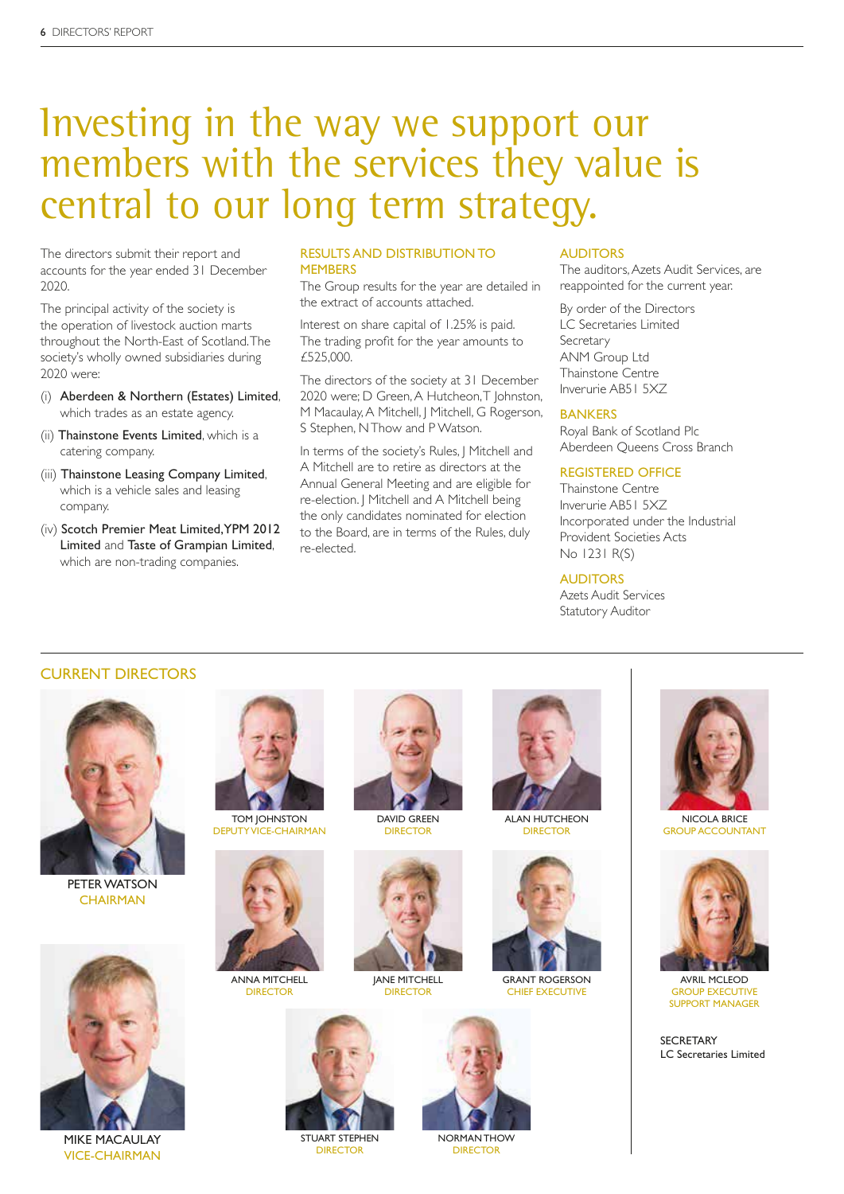# Investing in the way we support our members with the services they value is central to our long term strategy.

The directors submit their report and accounts for the year ended 31 December 2020.

The principal activity of the society is the operation of livestock auction marts throughout the North-East of Scotland. The society's wholly owned subsidiaries during 2020 were:

(i) **Aberdeen & Northern (Estates) Limited**, which trades as an estate agency.

(ii) **Thainstone Events Limited**, which is a catering company.

(iii) **Thainstone Leasing Company Limited**, which is a vehicle sales and leasing company.

(iv) **Scotch Premier Meat Limited, YPM 2012 Limited** and **Taste of Grampian Limited**, which are non-trading companies.

## RESULTS AND DISTRIBUTION TO MEMBERS

The Group results for the year are detailed in the extract of accounts attached.

Interest on share capital of 1.25% is paid. The trading profit for the year amounts to £525,000.

The directors of the society at 31 December 2020 were; D Green, A Hutcheon, T Johnston, M Macaulay, A Mitchell, J Mitchell, G Rogerson, S Stephen, N Thow and P Watson.

In terms of the society's Rules, J Mitchell and A Mitchell are to retire as directors at the Annual General Meeting and are eligible for re-election. J Mitchell and A Mitchell being the only candidates nominated for election to the Board, are in terms of the Rules, duly re-elected.

## AUDITORS

The auditors, Azets Audit Services, are reappointed for the current year.

By order of the Directors
LC Secretaries Limited
Secretary
ANM Group Ltd
Thainstone Centre
Inverurie AB51 5XZ

## BANKERS

Royal Bank of Scotland Plc
Aberdeen Queens Cross Branch

## REGISTERED OFFICE

Thainstone Centre
Inverurie AB51 5XZ
Incorporated under the Industrial Provident Societies Acts
No 1231 R(S)

## AUDITORS

Azets Audit Services
Statutory Auditor

## CURRENT DIRECTORS

PETER WATSON
CHAIRMAN

MIKE MACAULAY
VICE-CHAIRMAN

TOM JOHNSTON
DEPUTY VICE-CHAIRMAN

DAVID GREEN
DIRECTOR

ALAN HUTCHEON
DIRECTOR

ANNA MITCHELL
DIRECTOR

JANE MITCHELL
DIRECTOR

GRANT ROGERSON
CHIEF EXECUTIVE

STUART STEPHEN
DIRECTOR

NORMAN THOW
DIRECTOR

NICOLA BRICE
GROUP ACCOUNTANT

AVRIL MCLEOD
GROUP EXECUTIVE SUPPORT MANAGER

SECRETARY
LC Secretaries Limited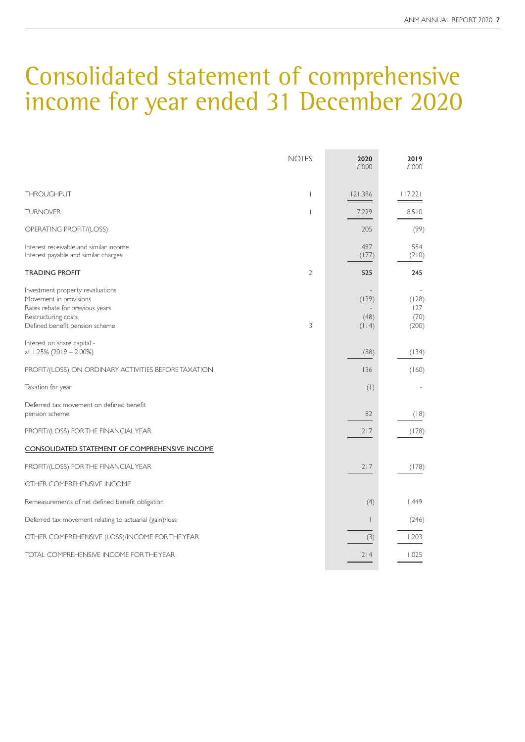# Consolidated statement of comprehensive income for year ended 31 December 2020

| | NOTES | 2020 £'000 | 2019 £'000 |
|---|---|---|---|
| THROUGHPUT | 1 | 121,386 | 117,221 |
| TURNOVER | 1 | 7,229 | 8,510 |
| OPERATING PROFIT/(LOSS) | | 205 | (99) |
| Interest receivable and similar income | | 497 | 554 |
| Interest payable and similar charges | | (177) | (210) |
| **TRADING PROFIT** | 2 | **525** | **245** |
| Investment property revaluations | | - | - |
| Movement in provisions | | (139) | (128) |
| Rates rebate for previous years | | - | 127 |
| Restructuring costs | | (48) | (70) |
| Defined benefit pension scheme | 3 | (114) | (200) |
| Interest on share capital - at 1.25% (2019 – 2.00%) | | (88) | (134) |
| PROFIT/(LOSS) ON ORDINARY ACTIVITIES BEFORE TAXATION | | 136 | (160) |
| Taxation for year | | (1) | - |
| Deferred tax movement on defined benefit pension scheme | | 82 | (18) |
| PROFIT/(LOSS) FOR THE FINANCIAL YEAR | | 217 | (178) |
| <u>CONSOLIDATED STATEMENT OF COMPREHENSIVE INCOME</u> | | | |
| PROFIT/(LOSS) FOR THE FINANCIAL YEAR | | 217 | (178) |
| OTHER COMPREHENSIVE INCOME | | | |
| Remeasurements of net defined benefit obligation | | (4) | 1,449 |
| Deferred tax movement relating to actuarial (gain)/loss | | 1 | (246) |
| OTHER COMPREHENSIVE (LOSS)/INCOME FOR THE YEAR | | (3) | 1,203 |
| TOTAL COMPREHENSIVE INCOME FOR THE YEAR | | 214 | 1,025 |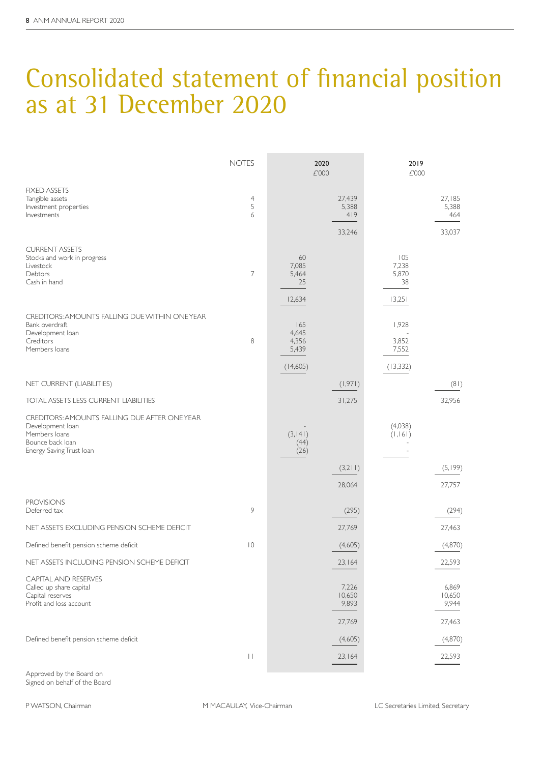# Consolidated statement of financial position as at 31 December 2020

| | NOTES | 2020 £'000 | 2020 £'000 | 2019 £'000 | 2019 £'000 |
|---|---|---|---|---|---|
| **FIXED ASSETS** | | | | | |
| Tangible assets | 4 | | 27,439 | | 27,185 |
| Investment properties | 5 | | 5,388 | | 5,388 |
| Investments | 6 | | 419 | | 464 |
| | | | 33,246 | | 33,037 |
| **CURRENT ASSETS** | | | | | |
| Stocks and work in progress | | 60 | | 105 | |
| Livestock | | 7,085 | | 7,238 | |
| Debtors | 7 | 5,464 | | 5,870 | |
| Cash in hand | | 25 | | 38 | |
| | | 12,634 | | 13,251 | |
| **CREDITORS: AMOUNTS FALLING DUE WITHIN ONE YEAR** | | | | | |
| Bank overdraft | | 165 | | 1,928 | |
| Development loan | | 4,645 | | - | |
| Creditors | 8 | 4,356 | | 3,852 | |
| Members loans | | 5,439 | | 7,552 | |
| | | (14,605) | | (13,332) | |
| NET CURRENT (LIABILITIES) | | | (1,971) | | (81) |
| TOTAL ASSETS LESS CURRENT LIABILITIES | | | 31,275 | | 32,956 |
| **CREDITORS: AMOUNTS FALLING DUE AFTER ONE YEAR** | | | | | |
| Development loan | | - | | (4,038) | |
| Members loans | | (3,141) | | (1,161) | |
| Bounce back loan | | (44) | | - | |
| Energy Saving Trust loan | | (26) | | - | |
| | | | (3,211) | | (5,199) |
| | | | 28,064 | | 27,757 |
| **PROVISIONS** | | | | | |
| Deferred tax | 9 | | (295) | | (294) |
| NET ASSETS EXCLUDING PENSION SCHEME DEFICIT | | | 27,769 | | 27,463 |
| Defined benefit pension scheme deficit | 10 | | (4,605) | | (4,870) |
| NET ASSETS INCLUDING PENSION SCHEME DEFICIT | | | 23,164 | | 22,593 |
| **CAPITAL AND RESERVES** | | | | | |
| Called up share capital | | | 7,226 | | 6,869 |
| Capital reserves | | | 10,650 | | 10,650 |
| Profit and loss account | | | 9,893 | | 9,944 |
| | | | 27,769 | | 27,463 |
| Defined benefit pension scheme deficit | | | (4,605) | | (4,870) |
| | 11 | | 23,164 | | 22,593 |

Approved by the Board on
Signed on behalf of the Board

P WATSON, Chairman

M MACAULAY, Vice-Chairman

LC Secretaries Limited, Secretary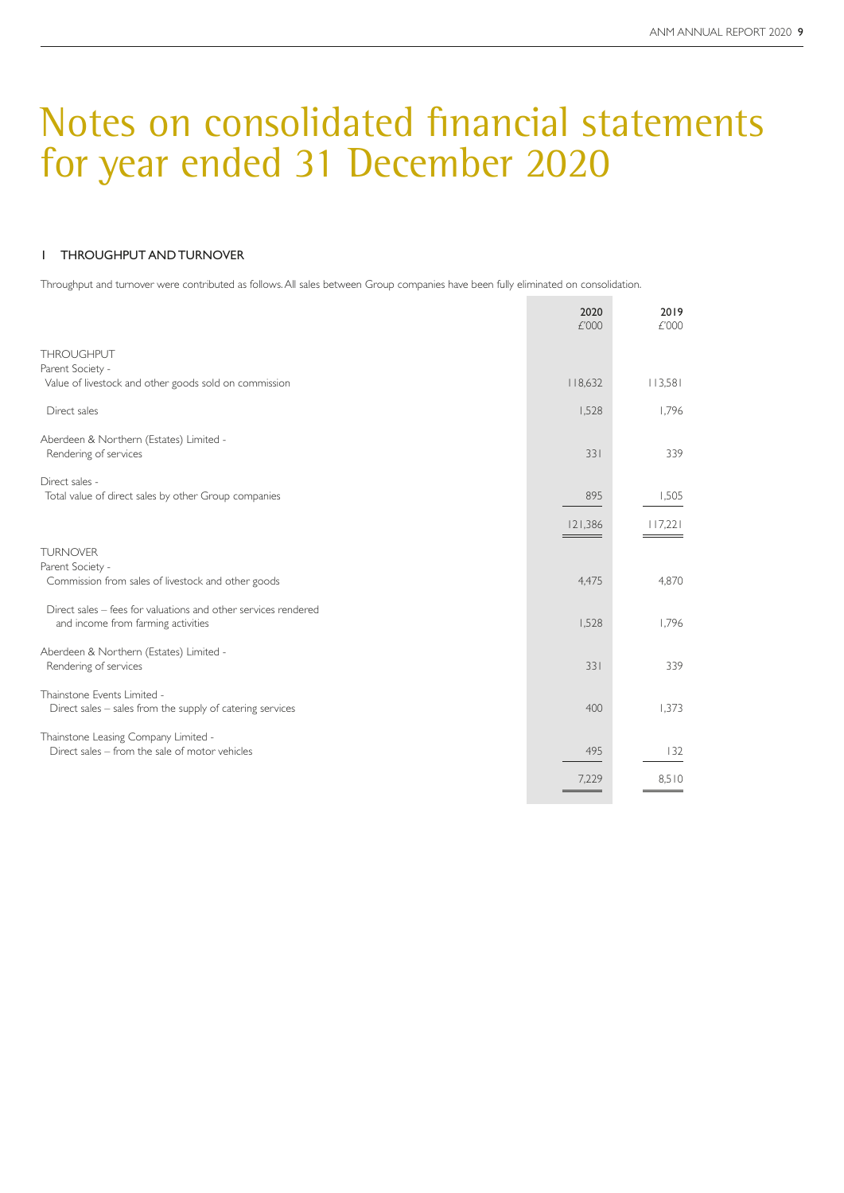# Notes on consolidated financial statements for year ended 31 December 2020

## 1 THROUGHPUT AND TURNOVER

Throughput and turnover were contributed as follows. All sales between Group companies have been fully eliminated on consolidation.

| | 2020<br>£'000 | 2019<br>£'000 |
|---|---|---|
| **THROUGHPUT** | | |
| Parent Society -<br>Value of livestock and other goods sold on commission | 118,632 | 113,581 |
| Direct sales | 1,528 | 1,796 |
| Aberdeen & Northern (Estates) Limited -<br>Rendering of services | 331 | 339 |
| Direct sales -<br>Total value of direct sales by other Group companies | 895 | 1,505 |
| | 121,386 | 117,221 |
| **TURNOVER** | | |
| Parent Society -<br>Commission from sales of livestock and other goods | 4,475 | 4,870 |
| Direct sales – fees for valuations and other services rendered and income from farming activities | 1,528 | 1,796 |
| Aberdeen & Northern (Estates) Limited -<br>Rendering of services | 331 | 339 |
| Thainstone Events Limited -<br>Direct sales – sales from the supply of catering services | 400 | 1,373 |
| Thainstone Leasing Company Limited -<br>Direct sales – from the sale of motor vehicles | 495 | 132 |
| | 7,229 | 8,510 |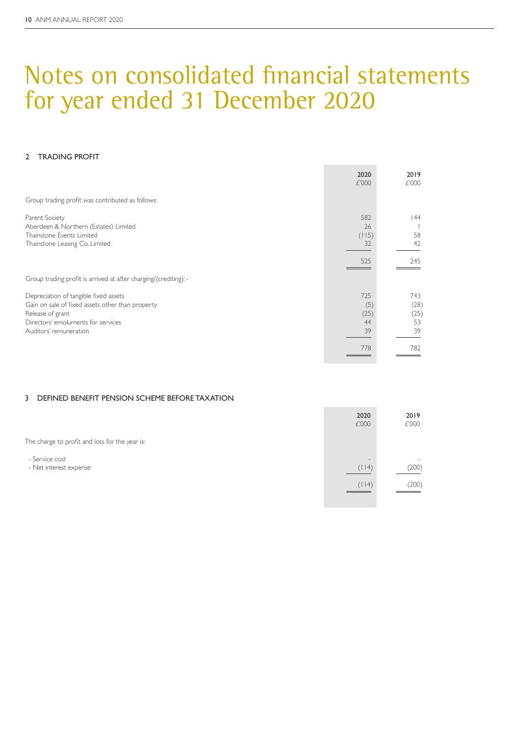# Notes on consolidated financial statements for year ended 31 December 2020

## 2 TRADING PROFIT

| | 2020 £'000 | 2019 £'000 |
|---|---|---|
| Group trading profit was contributed as follows: | | |
| Parent Society | 582 | 144 |
| Aberdeen & Northern (Estates) Limited | 26 | 1 |
| Thainstone Events Limited | (115) | 58 |
| Thainstone Leasing Co. Limited | 32 | 42 |
| | 525 | 245 |
| Group trading profit is arrived at after charging/(crediting): - | | |
| Depreciation of tangible fixed assets | 725 | 743 |
| Gain on sale of fixed assets other than property | (5) | (28) |
| Release of grant | (25) | (25) |
| Directors' emoluments for services | 44 | 53 |
| Auditors' remuneration | 39 | 39 |
| | 778 | 782 |

## 3 DEFINED BENEFIT PENSION SCHEME BEFORE TAXATION

| | 2020 £'000 | 2019 £'000 |
|---|---|---|
| The charge to profit and loss for the year is: | | |
| - Service cost | - | - |
| - Net interest expense | (114) | (200) |
| | (114) | (200) |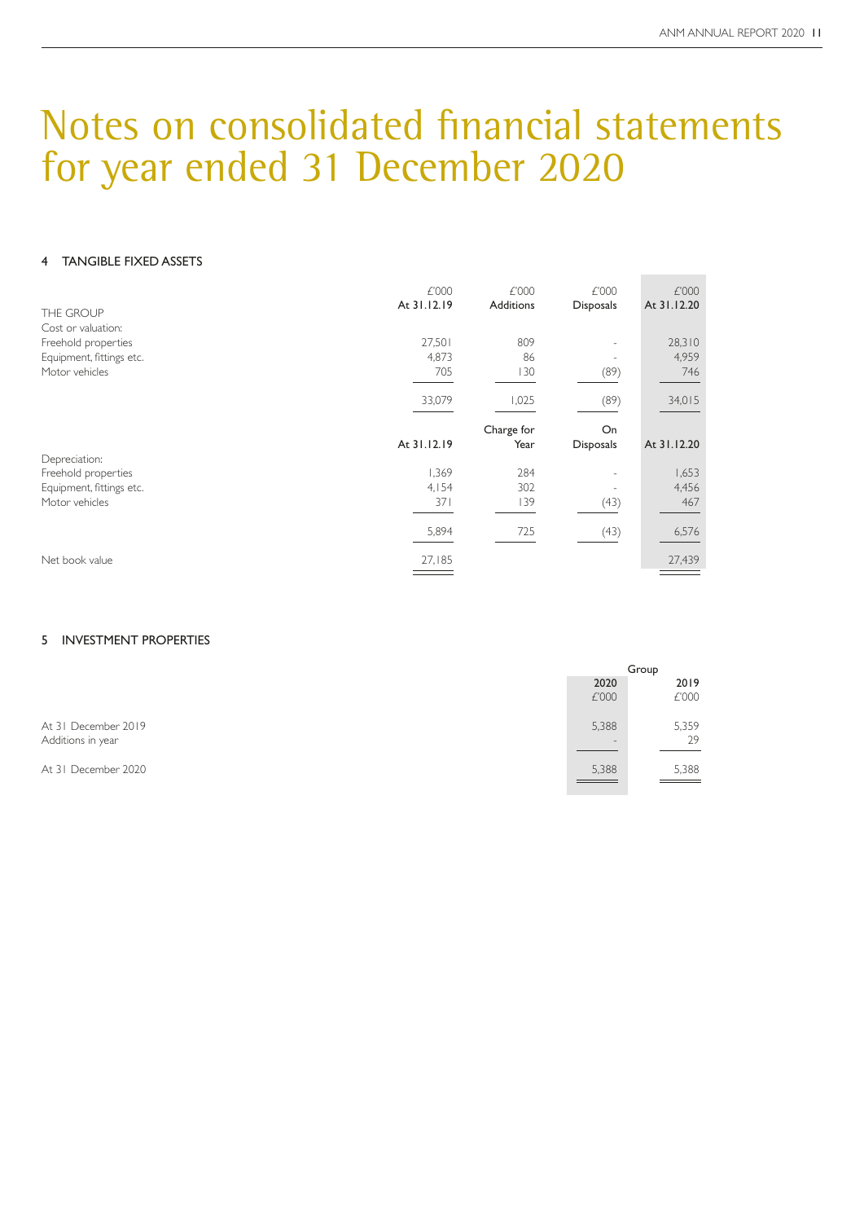# Notes on consolidated financial statements for year ended 31 December 2020

## 4 TANGIBLE FIXED ASSETS

| THE GROUP | £'000 At 31.12.19 | £'000 Additions | £'000 Disposals | £'000 At 31.12.20 |
|---|---|---|---|---|
| Cost or valuation: | | | | |
| Freehold properties | 27,501 | 809 | - | 28,310 |
| Equipment, fittings etc. | 4,873 | 86 | - | 4,959 |
| Motor vehicles | 705 | 130 | (89) | 746 |
| | 33,079 | 1,025 | (89) | 34,015 |
| | At 31.12.19 | Charge for Year | On Disposals | At 31.12.20 |
| Depreciation: | | | | |
| Freehold properties | 1,369 | 284 | - | 1,653 |
| Equipment, fittings etc. | 4,154 | 302 | - | 4,456 |
| Motor vehicles | 371 | 139 | (43) | 467 |
| | 5,894 | 725 | (43) | 6,576 |
| Net book value | 27,185 | | | 27,439 |

## 5 INVESTMENT PROPERTIES

| | Group | |
|---|---|---|
| | 2020 £'000 | 2019 £'000 |
| At 31 December 2019 | 5,388 | 5,359 |
| Additions in year | - | 29 |
| At 31 December 2020 | 5,388 | 5,388 |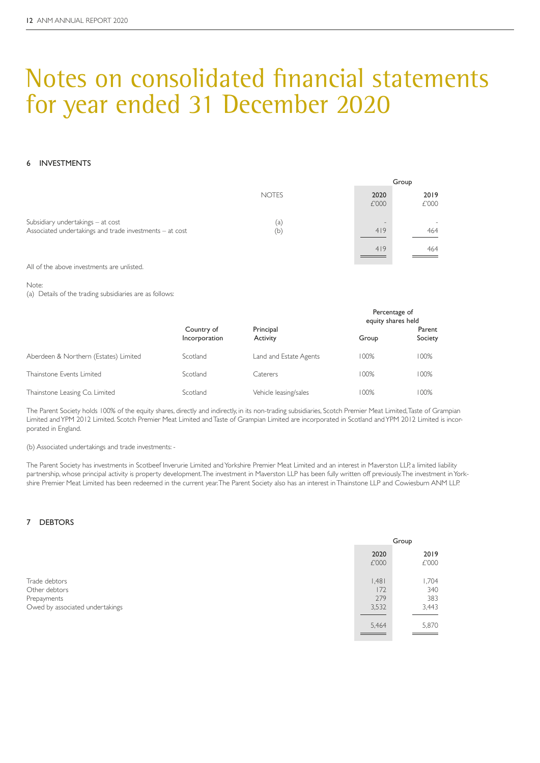# Notes on consolidated financial statements for year ended 31 December 2020

## 6 INVESTMENTS

| | NOTES | Group 2020 £'000 | Group 2019 £'000 |
|---|---|---|---|
| Subsidiary undertakings – at cost | (a) | - | - |
| Associated undertakings and trade investments – at cost | (b) | 419 | 464 |
| | | 419 | 464 |

All of the above investments are unlisted.

Note:
(a) Details of the trading subsidiaries are as follows:

| | Country of Incorporation | Principal Activity | Percentage of equity shares held Group | Parent Society |
|---|---|---|---|---|
| Aberdeen & Northern (Estates) Limited | Scotland | Land and Estate Agents | 100% | 100% |
| Thainstone Events Limited | Scotland | Caterers | 100% | 100% |
| Thainstone Leasing Co. Limited | Scotland | Vehicle leasing/sales | 100% | 100% |

The Parent Society holds 100% of the equity shares, directly and indirectly, in its non-trading subsidiaries, Scotch Premier Meat Limited, Taste of Grampian Limited and YPM 2012 Limited. Scotch Premier Meat Limited and Taste of Grampian Limited are incorporated in Scotland and YPM 2012 Limited is incorporated in England.

(b) Associated undertakings and trade investments: -

The Parent Society has investments in Scotbeef Inverurie Limited and Yorkshire Premier Meat Limited and an interest in Maverston LLP, a limited liability partnership, whose principal activity is property development. The investment in Maverston LLP has been fully written off previously. The investment in Yorkshire Premier Meat Limited has been redeemed in the current year. The Parent Society also has an interest in Thainstone LLP and Cowiesburn ANM LLP.

## 7 DEBTORS

| | Group 2020 £'000 | Group 2019 £'000 |
|---|---|---|
| Trade debtors | 1,481 | 1,704 |
| Other debtors | 172 | 340 |
| Prepayments | 279 | 383 |
| Owed by associated undertakings | 3,532 | 3,443 |
| | 5,464 | 5,870 |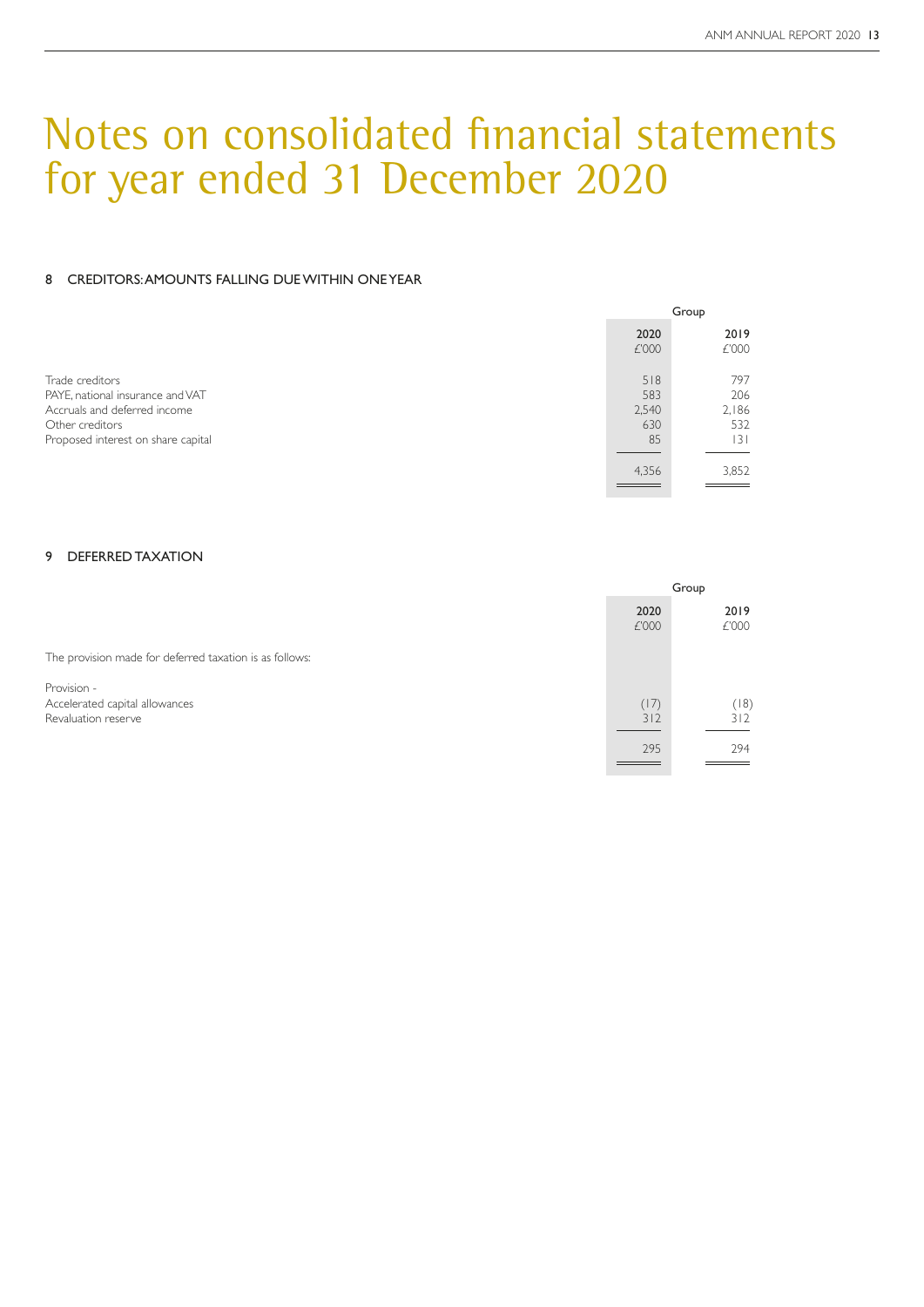# Notes on consolidated financial statements for year ended 31 December 2020

## 8 CREDITORS: AMOUNTS FALLING DUE WITHIN ONE YEAR

| | Group | |
|---|---|---|
| | **2020** £'000 | **2019** £'000 |
| Trade creditors | 518 | 797 |
| PAYE, national insurance and VAT | 583 | 206 |
| Accruals and deferred income | 2,540 | 2,186 |
| Other creditors | 630 | 532 |
| Proposed interest on share capital | 85 | 131 |
| | 4,356 | 3,852 |

## 9 DEFERRED TAXATION

| | Group | |
|---|---|---|
| | **2020** £'000 | **2019** £'000 |
| The provision made for deferred taxation is as follows: | | |
| Provision - | | |
| Accelerated capital allowances | (17) | (18) |
| Revaluation reserve | 312 | 312 |
| | 295 | 294 |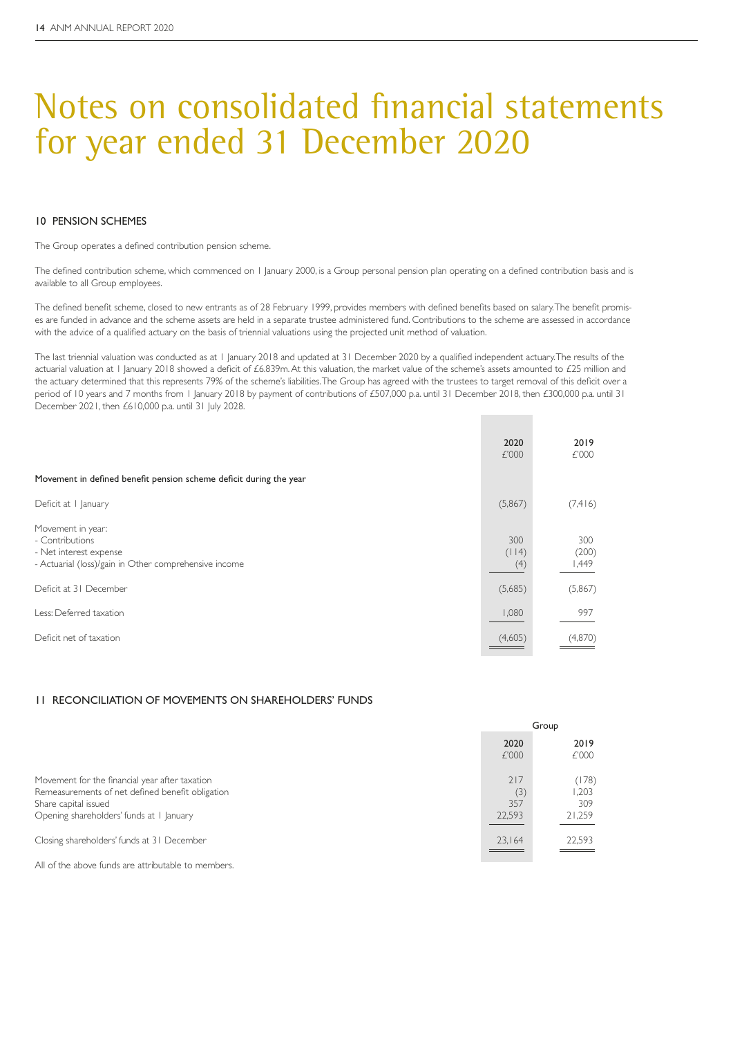# Notes on consolidated financial statements for year ended 31 December 2020

## 10 PENSION SCHEMES

The Group operates a defined contribution pension scheme.

The defined contribution scheme, which commenced on 1 January 2000, is a Group personal pension plan operating on a defined contribution basis and is available to all Group employees.

The defined benefit scheme, closed to new entrants as of 28 February 1999, provides members with defined benefits based on salary. The benefit promises are funded in advance and the scheme assets are held in a separate trustee administered fund. Contributions to the scheme are assessed in accordance with the advice of a qualified actuary on the basis of triennial valuations using the projected unit method of valuation.

The last triennial valuation was conducted as at 1 January 2018 and updated at 31 December 2020 by a qualified independent actuary. The results of the actuarial valuation at 1 January 2018 showed a deficit of £6.839m. At this valuation, the market value of the scheme's assets amounted to £25 million and the actuary determined that this represents 79% of the scheme's liabilities. The Group has agreed with the trustees to target removal of this deficit over a period of 10 years and 7 months from 1 January 2018 by payment of contributions of £507,000 p.a. until 31 December 2018, then £300,000 p.a. until 31 December 2021, then £610,000 p.a. until 31 July 2028.

| | 2020 £'000 | 2019 £'000 |
|---|---|---|
| **Movement in defined benefit pension scheme deficit during the year** | | |
| Deficit at 1 January | (5,867) | (7,416) |
| Movement in year: | | |
| - Contributions | 300 | 300 |
| - Net interest expense | (114) | (200) |
| - Actuarial (loss)/gain in Other comprehensive income | (4) | 1,449 |
| Deficit at 31 December | (5,685) | (5,867) |
| Less: Deferred taxation | 1,080 | 997 |
| Deficit net of taxation | (4,605) | (4,870) |

## 11 RECONCILIATION OF MOVEMENTS ON SHAREHOLDERS' FUNDS

| | Group | |
|---|---|---|
| | 2020 £'000 | 2019 £'000 |
| Movement for the financial year after taxation | 217 | (178) |
| Remeasurements of net defined benefit obligation | (3) | 1,203 |
| Share capital issued | 357 | 309 |
| Opening shareholders' funds at 1 January | 22,593 | 21,259 |
| Closing shareholders' funds at 31 December | 23,164 | 22,593 |

All of the above funds are attributable to members.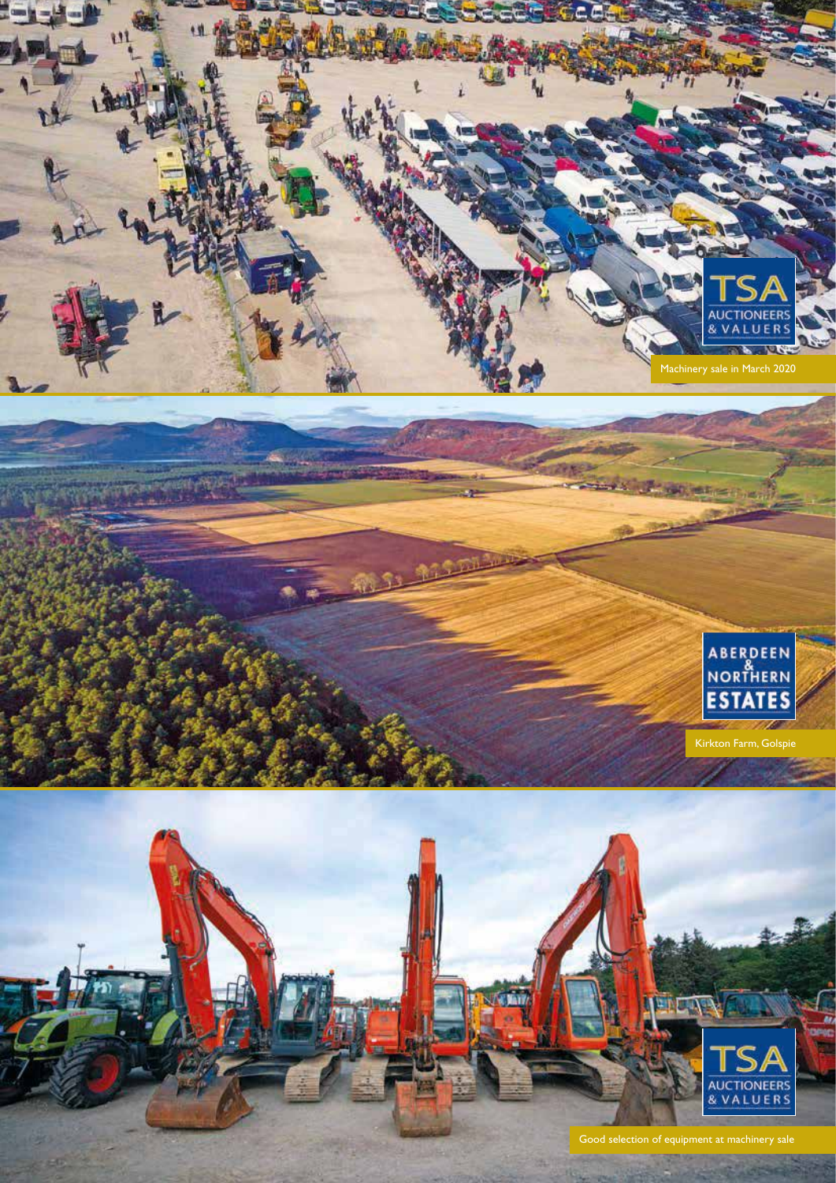TSA AUCTIONEERS & VALUERS

Machinery sale in March 2020

ABERDEEN & NORTHERN ESTATES

Kirkton Farm, Golspie

TSA AUCTIONEERS & VALUERS

Good selection of equipment at machinery sale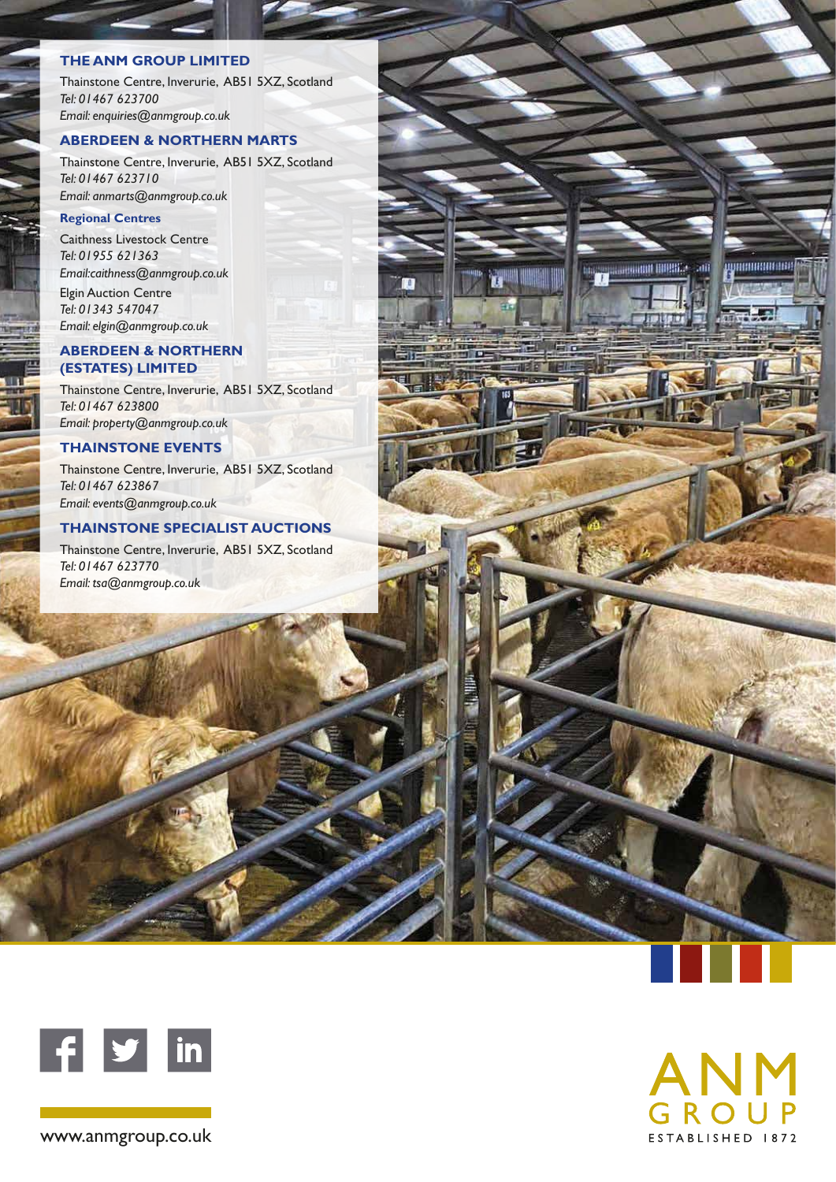## THE ANM GROUP LIMITED

Thainstone Centre, Inverurie, AB51 5XZ, Scotland
*Tel: 01467 623700*
*Email: enquiries@anmgroup.co.uk*

## ABERDEEN & NORTHERN MARTS

Thainstone Centre, Inverurie, AB51 5XZ, Scotland
*Tel: 01467 623710*
*Email: anmarts@anmgroup.co.uk*

### Regional Centres

Caithness Livestock Centre
*Tel: 01955 621363*
*Email:caithness@anmgroup.co.uk*

Elgin Auction Centre
*Tel: 01343 547047*
*Email: elgin@anmgroup.co.uk*

## ABERDEEN & NORTHERN (ESTATES) LIMITED

Thainstone Centre, Inverurie, AB51 5XZ, Scotland
*Tel: 01467 623800*
*Email: property@anmgroup.co.uk*

## THAINSTONE EVENTS

Thainstone Centre, Inverurie, AB51 5XZ, Scotland
*Tel: 01467 623867*
*Email: events@anmgroup.co.uk*

## THAINSTONE SPECIALIST AUCTIONS

Thainstone Centre, Inverurie, AB51 5XZ, Scotland
*Tel: 01467 623770*
*Email: tsa@anmgroup.co.uk*

www.anmgroup.co.uk

ANM GROUP
ESTABLISHED 1872